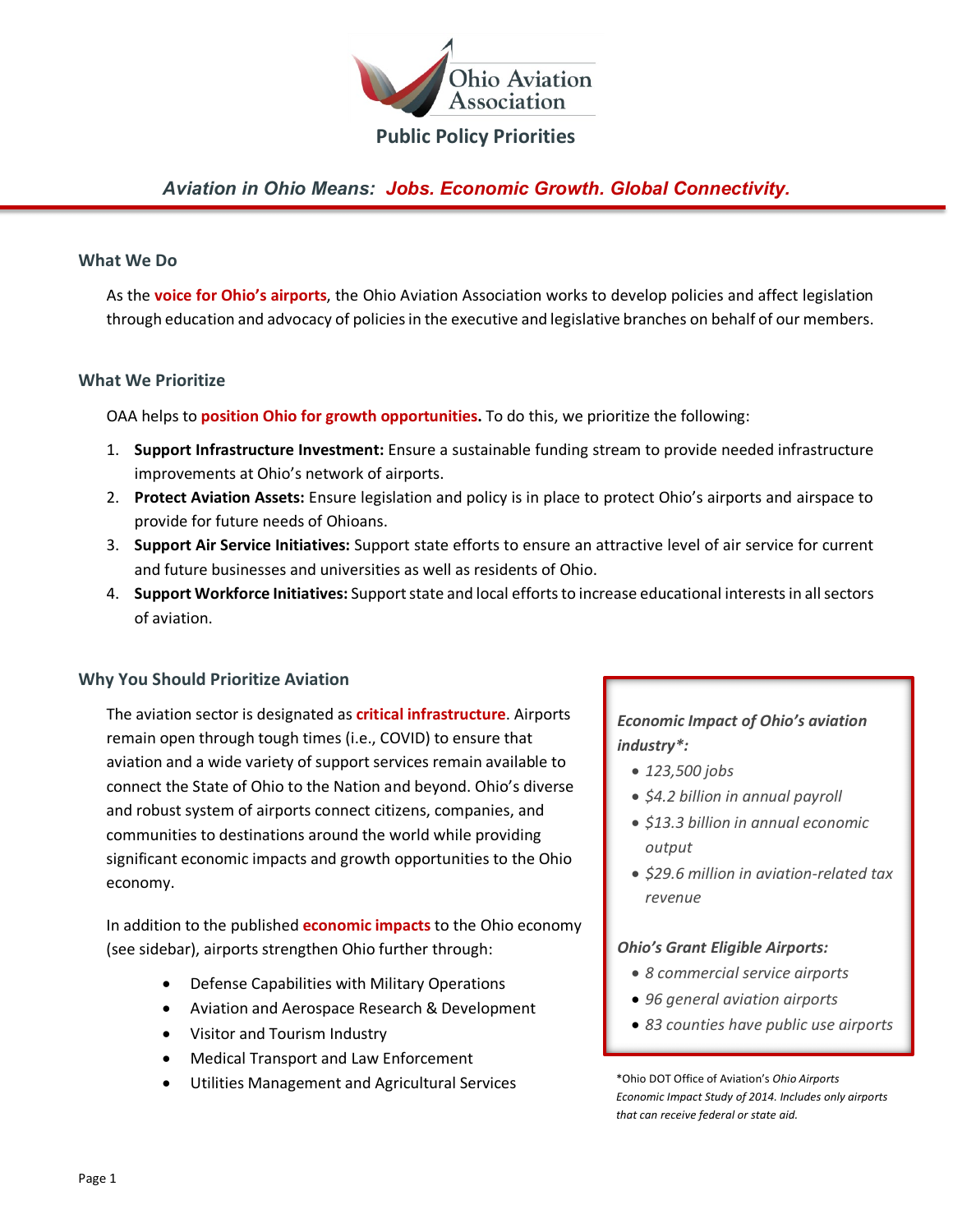# Ohio Aviation Association

## Public Policy Priorities

***Aviation in Ohio Means: Jobs. Economic Growth. Global Connectivity.***

### What We Do

As the **voice for Ohio's airports**, the Ohio Aviation Association works to develop policies and affect legislation through education and advocacy of policies in the executive and legislative branches on behalf of our members.

### What We Prioritize

OAA helps to **position Ohio for growth opportunities.** To do this, we prioritize the following:

1. **Support Infrastructure Investment:** Ensure a sustainable funding stream to provide needed infrastructure improvements at Ohio's network of airports.
2. **Protect Aviation Assets:** Ensure legislation and policy is in place to protect Ohio's airports and airspace to provide for future needs of Ohioans.
3. **Support Air Service Initiatives:** Support state efforts to ensure an attractive level of air service for current and future businesses and universities as well as residents of Ohio.
4. **Support Workforce Initiatives:** Support state and local efforts to increase educational interests in all sectors of aviation.

### Why You Should Prioritize Aviation

The aviation sector is designated as **critical infrastructure**. Airports remain open through tough times (i.e., COVID) to ensure that aviation and a wide variety of support services remain available to connect the State of Ohio to the Nation and beyond. Ohio's diverse and robust system of airports connect citizens, companies, and communities to destinations around the world while providing significant economic impacts and growth opportunities to the Ohio economy.

In addition to the published **economic impacts** to the Ohio economy (see sidebar), airports strengthen Ohio further through:

- Defense Capabilities with Military Operations
- Aviation and Aerospace Research & Development
- Visitor and Tourism Industry
- Medical Transport and Law Enforcement
- Utilities Management and Agricultural Services

***Economic Impact of Ohio's aviation industry\*:***

- *123,500 jobs*
- *$4.2 billion in annual payroll*
- *$13.3 billion in annual economic output*
- *$29.6 million in aviation-related tax revenue*

***Ohio's Grant Eligible Airports:***

- *8 commercial service airports*
- *96 general aviation airports*
- *83 counties have public use airports*

*\*Ohio DOT Office of Aviation's Ohio Airports Economic Impact Study of 2014. Includes only airports that can receive federal or state aid.*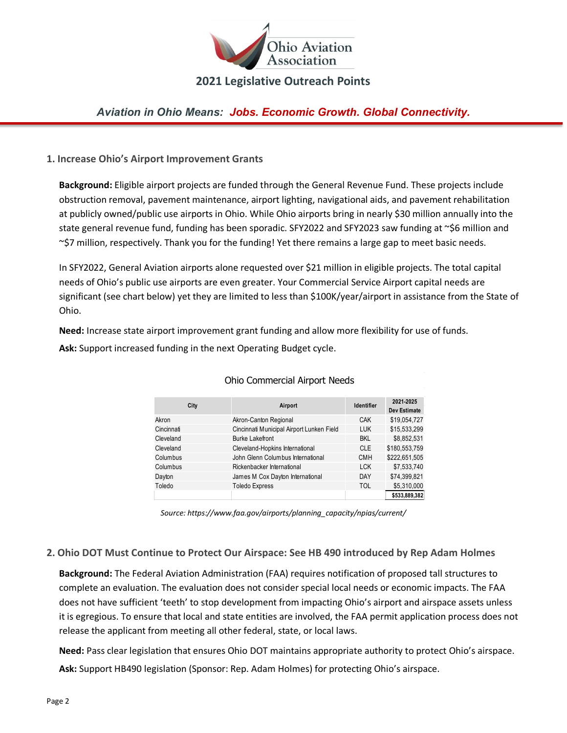Ohio Aviation Association

## 2021 Legislative Outreach Points

***Aviation in Ohio Means: Jobs. Economic Growth. Global Connectivity.***

### 1. Increase Ohio's Airport Improvement Grants

**Background:** Eligible airport projects are funded through the General Revenue Fund. These projects include obstruction removal, pavement maintenance, airport lighting, navigational aids, and pavement rehabilitation at publicly owned/public use airports in Ohio. While Ohio airports bring in nearly $30 million annually into the state general revenue fund, funding has been sporadic. SFY2022 and SFY2023 saw funding at ~$6 million and ~$7 million, respectively. Thank you for the funding! Yet there remains a large gap to meet basic needs.

In SFY2022, General Aviation airports alone requested over $21 million in eligible projects. The total capital needs of Ohio's public use airports are even greater. Your Commercial Service Airport capital needs are significant (see chart below) yet they are limited to less than $100K/year/airport in assistance from the State of Ohio.

**Need:** Increase state airport improvement grant funding and allow more flexibility for use of funds.

**Ask:** Support increased funding in the next Operating Budget cycle.

Ohio Commercial Airport Needs

| City | Airport | Identifier | 2021-2025 Dev Estimate |
|---|---|---|---|
| Akron | Akron-Canton Regional | CAK | $19,054,727 |
| Cincinnati | Cincinnati Municipal Airport Lunken Field | LUK | $15,533,299 |
| Cleveland | Burke Lakefront | BKL | $8,852,531 |
| Cleveland | Cleveland-Hopkins International | CLE | $180,553,759 |
| Columbus | John Glenn Columbus International | CMH | $222,651,505 |
| Columbus | Rickenbacker International | LCK | $7,533,740 |
| Dayton | James M Cox Dayton International | DAY | $74,399,821 |
| Toledo | Toledo Express | TOL | $5,310,000 |
| | | | **$533,889,382** |

*Source: https://www.faa.gov/airports/planning_capacity/npias/current/*

### 2. Ohio DOT Must Continue to Protect Our Airspace: See HB 490 introduced by Rep Adam Holmes

**Background:** The Federal Aviation Administration (FAA) requires notification of proposed tall structures to complete an evaluation. The evaluation does not consider special local needs or economic impacts. The FAA does not have sufficient 'teeth' to stop development from impacting Ohio's airport and airspace assets unless it is egregious. To ensure that local and state entities are involved, the FAA permit application process does not release the applicant from meeting all other federal, state, or local laws.

**Need:** Pass clear legislation that ensures Ohio DOT maintains appropriate authority to protect Ohio's airspace.

**Ask:** Support HB490 legislation (Sponsor: Rep. Adam Holmes) for protecting Ohio's airspace.